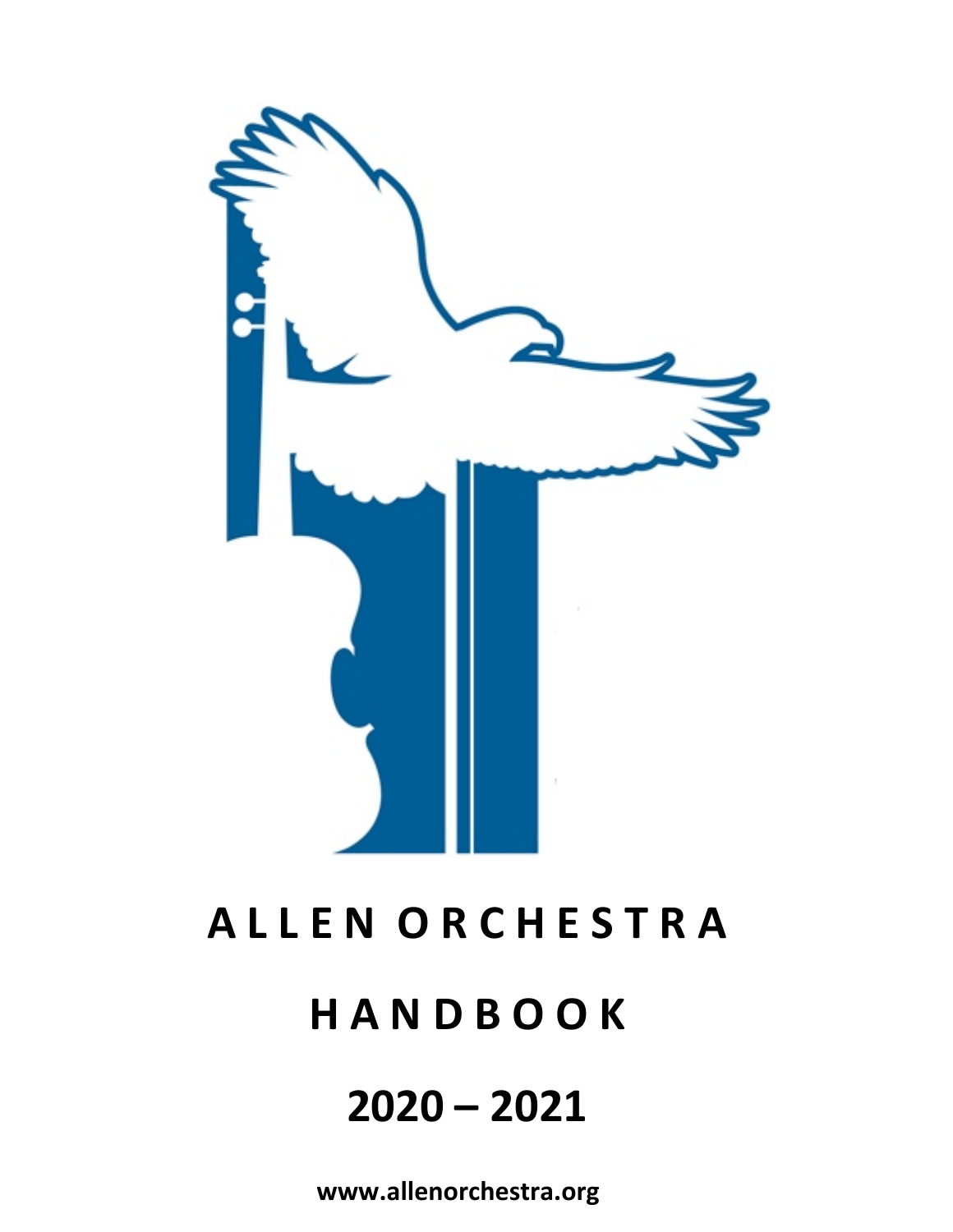# ALLEN ORCHESTRA

# HANDBOOK

# 2020 – 2021

**www.allenorchestra.org**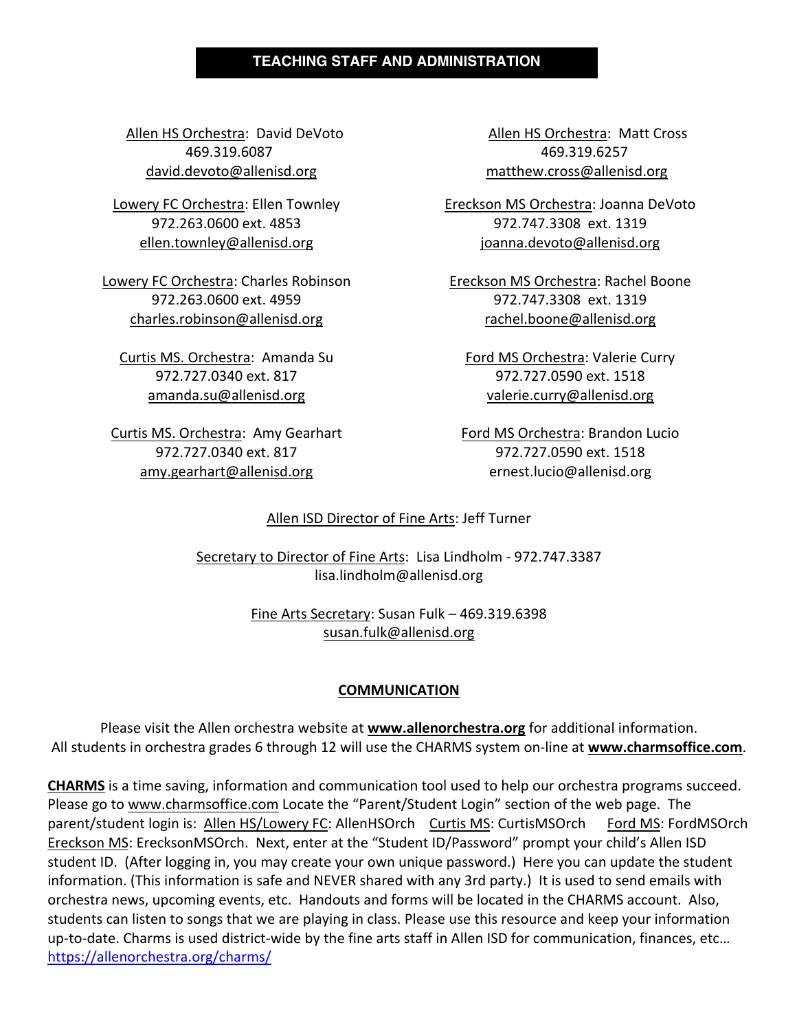## TEACHING STAFF AND ADMINISTRATION

Allen HS Orchestra: David DeVoto
469.319.6087
david.devoto@allenisd.org

Allen HS Orchestra: Matt Cross
469.319.6257
matthew.cross@allenisd.org

Lowery FC Orchestra: Ellen Townley
972.263.0600 ext. 4853
ellen.townley@allenisd.org

Ereckson MS Orchestra: Joanna DeVoto
972.747.3308 ext. 1319
joanna.devoto@allenisd.org

Lowery FC Orchestra: Charles Robinson
972.263.0600 ext. 4959
charles.robinson@allenisd.org

Ereckson MS Orchestra: Rachel Boone
972.747.3308 ext. 1319
rachel.boone@allenisd.org

Curtis MS. Orchestra: Amanda Su
972.727.0340 ext. 817
amanda.su@allenisd.org

Ford MS Orchestra: Valerie Curry
972.727.0590 ext. 1518
valerie.curry@allenisd.org

Curtis MS. Orchestra: Amy Gearhart
972.727.0340 ext. 817
amy.gearhart@allenisd.org

Ford MS Orchestra: Brandon Lucio
972.727.0590 ext. 1518
ernest.lucio@allenisd.org

Allen ISD Director of Fine Arts: Jeff Turner

Secretary to Director of Fine Arts: Lisa Lindholm - 972.747.3387
lisa.lindholm@allenisd.org

Fine Arts Secretary: Susan Fulk – 469.319.6398
susan.fulk@allenisd.org

### COMMUNICATION

Please visit the Allen orchestra website at **www.allenorchestra.org** for additional information.
All students in orchestra grades 6 through 12 will use the CHARMS system on-line at **www.charmsoffice.com**.

**CHARMS** is a time saving, information and communication tool used to help our orchestra programs succeed. Please go to www.charmsoffice.com Locate the "Parent/Student Login" section of the web page. The parent/student login is: Allen HS/Lowery FC: AllenHSOrch Curtis MS: CurtisMSOrch Ford MS: FordMSOrch Ereckson MS: ErecksonMSOrch. Next, enter at the "Student ID/Password" prompt your child's Allen ISD student ID. (After logging in, you may create your own unique password.) Here you can update the student information. (This information is safe and NEVER shared with any 3rd party.) It is used to send emails with orchestra news, upcoming events, etc. Handouts and forms will be located in the CHARMS account. Also, students can listen to songs that we are playing in class. Please use this resource and keep your information up-to-date. Charms is used district-wide by the fine arts staff in Allen ISD for communication, finances, etc… https://allenorchestra.org/charms/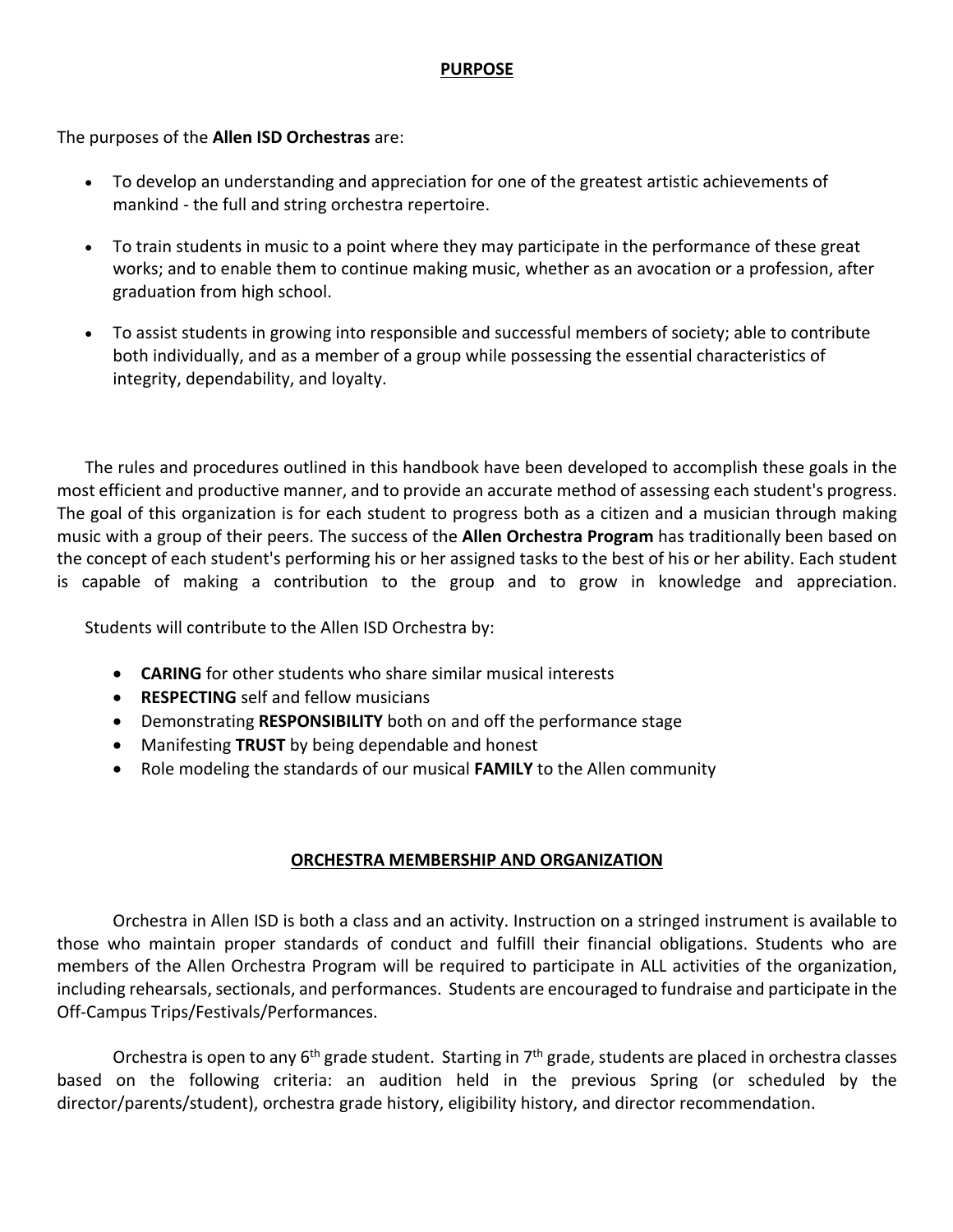## PURPOSE

The purposes of the **Allen ISD Orchestras** are:

- To develop an understanding and appreciation for one of the greatest artistic achievements of mankind - the full and string orchestra repertoire.
- To train students in music to a point where they may participate in the performance of these great works; and to enable them to continue making music, whether as an avocation or a profession, after graduation from high school.
- To assist students in growing into responsible and successful members of society; able to contribute both individually, and as a member of a group while possessing the essential characteristics of integrity, dependability, and loyalty.

The rules and procedures outlined in this handbook have been developed to accomplish these goals in the most efficient and productive manner, and to provide an accurate method of assessing each student's progress. The goal of this organization is for each student to progress both as a citizen and a musician through making music with a group of their peers. The success of the **Allen Orchestra Program** has traditionally been based on the concept of each student's performing his or her assigned tasks to the best of his or her ability. Each student is capable of making a contribution to the group and to grow in knowledge and appreciation.

Students will contribute to the Allen ISD Orchestra by:

- **CARING** for other students who share similar musical interests
- **RESPECTING** self and fellow musicians
- Demonstrating **RESPONSIBILITY** both on and off the performance stage
- Manifesting **TRUST** by being dependable and honest
- Role modeling the standards of our musical **FAMILY** to the Allen community

## ORCHESTRA MEMBERSHIP AND ORGANIZATION

Orchestra in Allen ISD is both a class and an activity. Instruction on a stringed instrument is available to those who maintain proper standards of conduct and fulfill their financial obligations. Students who are members of the Allen Orchestra Program will be required to participate in ALL activities of the organization, including rehearsals, sectionals, and performances. Students are encouraged to fundraise and participate in the Off-Campus Trips/Festivals/Performances.

Orchestra is open to any 6th grade student. Starting in 7th grade, students are placed in orchestra classes based on the following criteria: an audition held in the previous Spring (or scheduled by the director/parents/student), orchestra grade history, eligibility history, and director recommendation.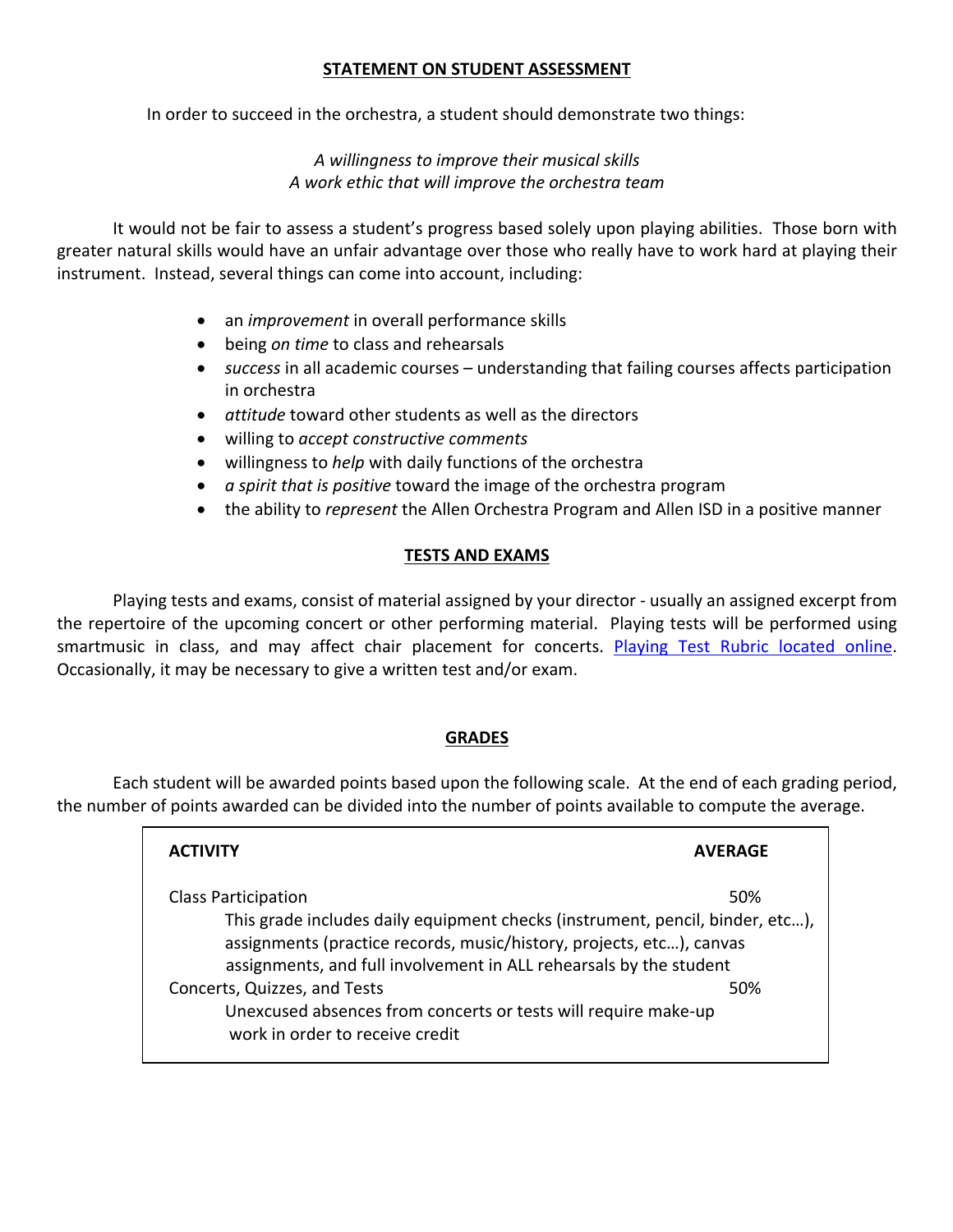## STATEMENT ON STUDENT ASSESSMENT

In order to succeed in the orchestra, a student should demonstrate two things:

*A willingness to improve their musical skills*
*A work ethic that will improve the orchestra team*

It would not be fair to assess a student's progress based solely upon playing abilities. Those born with greater natural skills would have an unfair advantage over those who really have to work hard at playing their instrument. Instead, several things can come into account, including:

- an *improvement* in overall performance skills
- being *on time* to class and rehearsals
- *success* in all academic courses – understanding that failing courses affects participation in orchestra
- *attitude* toward other students as well as the directors
- willing to *accept constructive comments*
- willingness to *help* with daily functions of the orchestra
- *a spirit that is positive* toward the image of the orchestra program
- the ability to *represent* the Allen Orchestra Program and Allen ISD in a positive manner

## TESTS AND EXAMS

Playing tests and exams, consist of material assigned by your director - usually an assigned excerpt from the repertoire of the upcoming concert or other performing material. Playing tests will be performed using smartmusic in class, and may affect chair placement for concerts. Playing Test Rubric located online. Occasionally, it may be necessary to give a written test and/or exam.

## GRADES

Each student will be awarded points based upon the following scale. At the end of each grading period, the number of points awarded can be divided into the number of points available to compute the average.

| ACTIVITY | AVERAGE |
|---|---|
| Class Participation<br>This grade includes daily equipment checks (instrument, pencil, binder, etc…), assignments (practice records, music/history, projects, etc…), canvas assignments, and full involvement in ALL rehearsals by the student | 50% |
| Concerts, Quizzes, and Tests<br>Unexcused absences from concerts or tests will require make-up work in order to receive credit | 50% |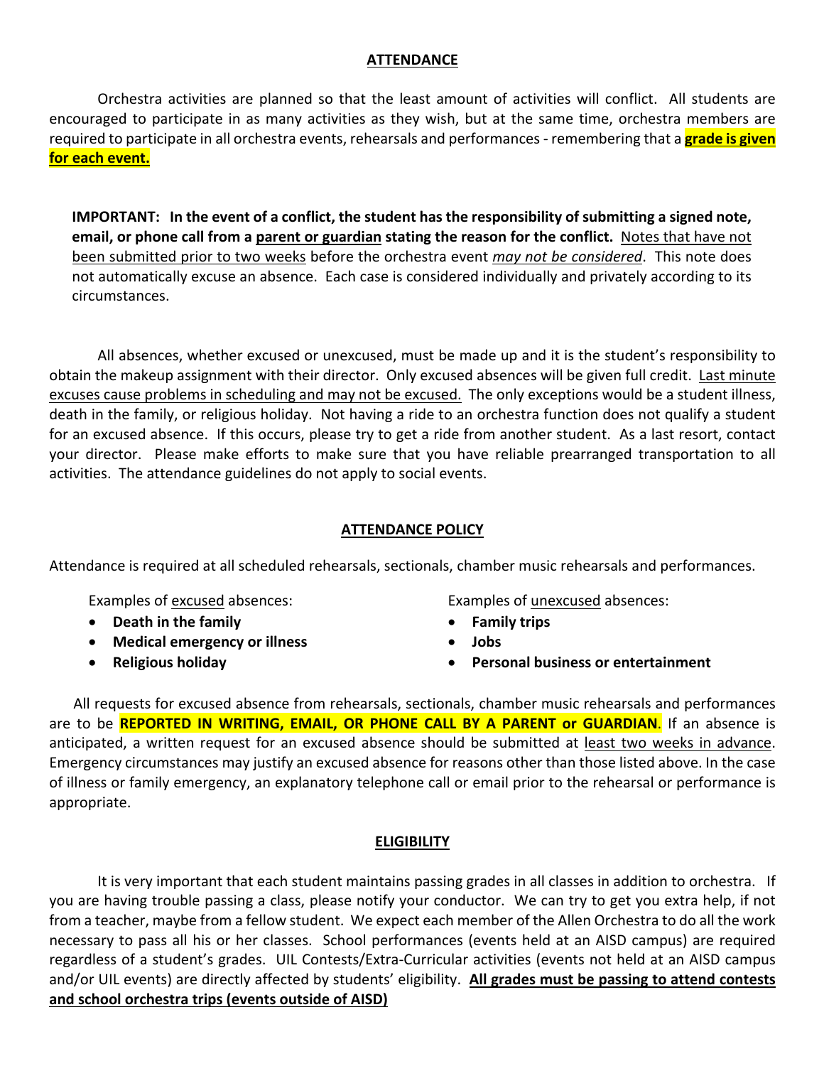## ATTENDANCE

Orchestra activities are planned so that the least amount of activities will conflict. All students are encouraged to participate in as many activities as they wish, but at the same time, orchestra members are required to participate in all orchestra events, rehearsals and performances - remembering that a **grade is given for each event.**

**IMPORTANT: In the event of a conflict, the student has the responsibility of submitting a signed note, email, or phone call from a parent or guardian stating the reason for the conflict.** Notes that have not been submitted prior to two weeks before the orchestra event *may not be considered*. This note does not automatically excuse an absence. Each case is considered individually and privately according to its circumstances.

All absences, whether excused or unexcused, must be made up and it is the student's responsibility to obtain the makeup assignment with their director. Only excused absences will be given full credit. Last minute excuses cause problems in scheduling and may not be excused. The only exceptions would be a student illness, death in the family, or religious holiday. Not having a ride to an orchestra function does not qualify a student for an excused absence. If this occurs, please try to get a ride from another student. As a last resort, contact your director. Please make efforts to make sure that you have reliable prearranged transportation to all activities. The attendance guidelines do not apply to social events.

## ATTENDANCE POLICY

Attendance is required at all scheduled rehearsals, sectionals, chamber music rehearsals and performances.

Examples of excused absences:

- **Death in the family**
- **Medical emergency or illness**
- **Religious holiday**

Examples of unexcused absences:

- **Family trips**
- **Jobs**
- **Personal business or entertainment**

All requests for excused absence from rehearsals, sectionals, chamber music rehearsals and performances are to be **REPORTED IN WRITING, EMAIL, OR PHONE CALL BY A PARENT or GUARDIAN**. If an absence is anticipated, a written request for an excused absence should be submitted at least two weeks in advance. Emergency circumstances may justify an excused absence for reasons other than those listed above. In the case of illness or family emergency, an explanatory telephone call or email prior to the rehearsal or performance is appropriate.

## ELIGIBILITY

It is very important that each student maintains passing grades in all classes in addition to orchestra. If you are having trouble passing a class, please notify your conductor. We can try to get you extra help, if not from a teacher, maybe from a fellow student. We expect each member of the Allen Orchestra to do all the work necessary to pass all his or her classes. School performances (events held at an AISD campus) are required regardless of a student's grades. UIL Contests/Extra-Curricular activities (events not held at an AISD campus and/or UIL events) are directly affected by students' eligibility. **All grades must be passing to attend contests and school orchestra trips (events outside of AISD)**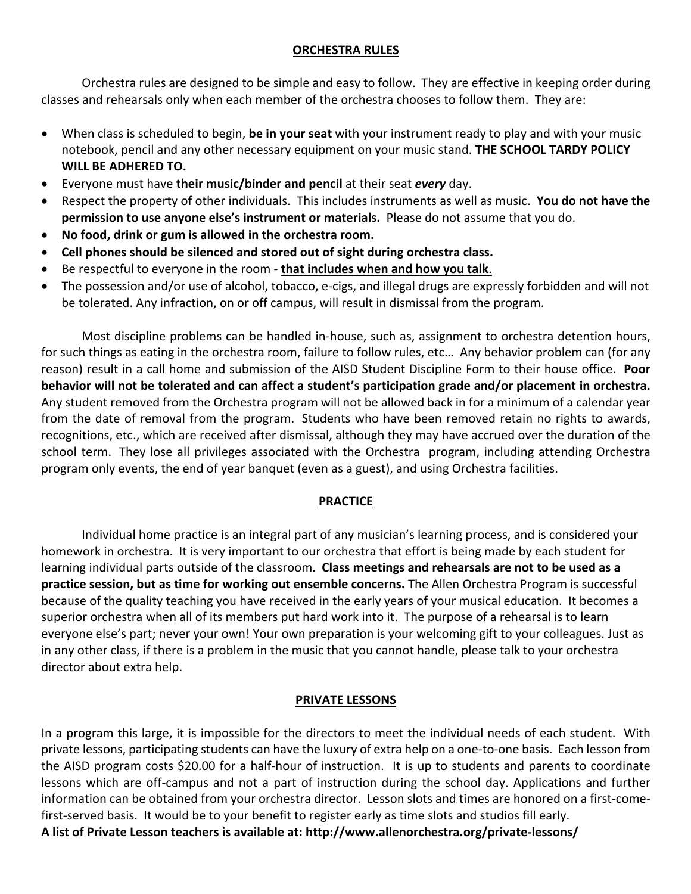## ORCHESTRA RULES

Orchestra rules are designed to be simple and easy to follow. They are effective in keeping order during classes and rehearsals only when each member of the orchestra chooses to follow them. They are:

- When class is scheduled to begin, **be in your seat** with your instrument ready to play and with your music notebook, pencil and any other necessary equipment on your music stand. **THE SCHOOL TARDY POLICY WILL BE ADHERED TO.**
- Everyone must have **their music/binder and pencil** at their seat ***every*** day.
- Respect the property of other individuals. This includes instruments as well as music. **You do not have the permission to use anyone else's instrument or materials.** Please do not assume that you do.
- **No food, drink or gum is allowed in the orchestra room.**
- **Cell phones should be silenced and stored out of sight during orchestra class.**
- Be respectful to everyone in the room - **that includes when and how you talk**.
- The possession and/or use of alcohol, tobacco, e-cigs, and illegal drugs are expressly forbidden and will not be tolerated. Any infraction, on or off campus, will result in dismissal from the program.

Most discipline problems can be handled in-house, such as, assignment to orchestra detention hours, for such things as eating in the orchestra room, failure to follow rules, etc… Any behavior problem can (for any reason) result in a call home and submission of the AISD Student Discipline Form to their house office. **Poor behavior will not be tolerated and can affect a student's participation grade and/or placement in orchestra.** Any student removed from the Orchestra program will not be allowed back in for a minimum of a calendar year from the date of removal from the program. Students who have been removed retain no rights to awards, recognitions, etc., which are received after dismissal, although they may have accrued over the duration of the school term. They lose all privileges associated with the Orchestra program, including attending Orchestra program only events, the end of year banquet (even as a guest), and using Orchestra facilities.

## PRACTICE

Individual home practice is an integral part of any musician's learning process, and is considered your homework in orchestra. It is very important to our orchestra that effort is being made by each student for learning individual parts outside of the classroom. **Class meetings and rehearsals are not to be used as a practice session, but as time for working out ensemble concerns.** The Allen Orchestra Program is successful because of the quality teaching you have received in the early years of your musical education. It becomes a superior orchestra when all of its members put hard work into it. The purpose of a rehearsal is to learn everyone else's part; never your own! Your own preparation is your welcoming gift to your colleagues. Just as in any other class, if there is a problem in the music that you cannot handle, please talk to your orchestra director about extra help.

## PRIVATE LESSONS

In a program this large, it is impossible for the directors to meet the individual needs of each student. With private lessons, participating students can have the luxury of extra help on a one-to-one basis. Each lesson from the AISD program costs $20.00 for a half-hour of instruction. It is up to students and parents to coordinate lessons which are off-campus and not a part of instruction during the school day. Applications and further information can be obtained from your orchestra director. Lesson slots and times are honored on a first-come-first-served basis. It would be to your benefit to register early as time slots and studios fill early.

**A list of Private Lesson teachers is available at: http://www.allenorchestra.org/private-lessons/**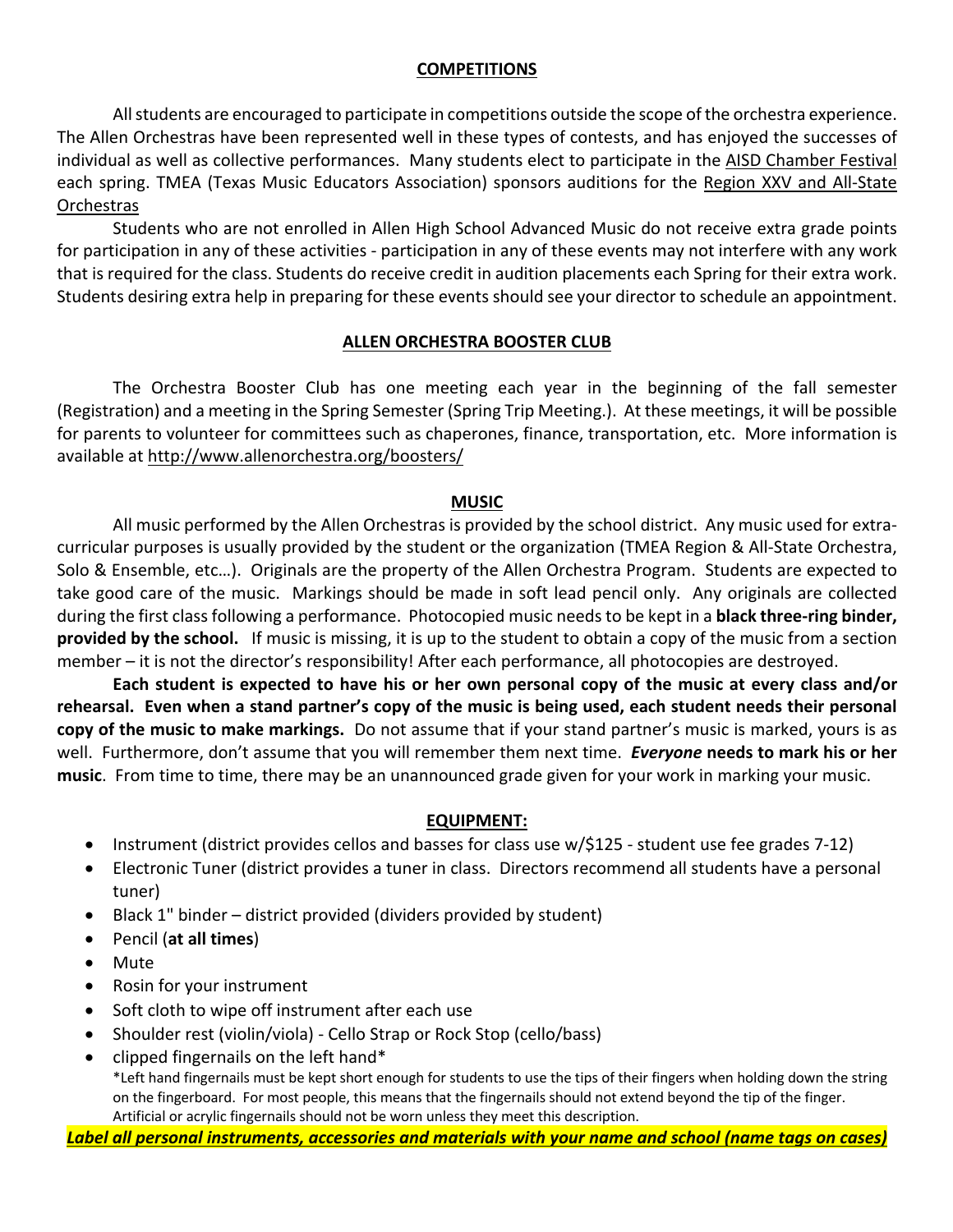## COMPETITIONS

All students are encouraged to participate in competitions outside the scope of the orchestra experience. The Allen Orchestras have been represented well in these types of contests, and has enjoyed the successes of individual as well as collective performances. Many students elect to participate in the AISD Chamber Festival each spring. TMEA (Texas Music Educators Association) sponsors auditions for the Region XXV and All-State Orchestras

Students who are not enrolled in Allen High School Advanced Music do not receive extra grade points for participation in any of these activities - participation in any of these events may not interfere with any work that is required for the class. Students do receive credit in audition placements each Spring for their extra work. Students desiring extra help in preparing for these events should see your director to schedule an appointment.

## ALLEN ORCHESTRA BOOSTER CLUB

The Orchestra Booster Club has one meeting each year in the beginning of the fall semester (Registration) and a meeting in the Spring Semester (Spring Trip Meeting.). At these meetings, it will be possible for parents to volunteer for committees such as chaperones, finance, transportation, etc. More information is available at http://www.allenorchestra.org/boosters/

## MUSIC

All music performed by the Allen Orchestras is provided by the school district. Any music used for extra-curricular purposes is usually provided by the student or the organization (TMEA Region & All-State Orchestra, Solo & Ensemble, etc…). Originals are the property of the Allen Orchestra Program. Students are expected to take good care of the music. Markings should be made in soft lead pencil only. Any originals are collected during the first class following a performance. Photocopied music needs to be kept in a **black three-ring binder, provided by the school.** If music is missing, it is up to the student to obtain a copy of the music from a section member – it is not the director's responsibility! After each performance, all photocopies are destroyed.

**Each student is expected to have his or her own personal copy of the music at every class and/or rehearsal. Even when a stand partner's copy of the music is being used, each student needs their personal copy of the music to make markings.** Do not assume that if your stand partner's music is marked, yours is as well. Furthermore, don't assume that you will remember them next time. ***Everyone*** **needs to mark his or her music**. From time to time, there may be an unannounced grade given for your work in marking your music.

## EQUIPMENT:

- Instrument (district provides cellos and basses for class use w/$125 - student use fee grades 7-12)
- Electronic Tuner (district provides a tuner in class. Directors recommend all students have a personal tuner)
- Black 1" binder – district provided (dividers provided by student)
- Pencil (**at all times**)
- Mute
- Rosin for your instrument
- Soft cloth to wipe off instrument after each use
- Shoulder rest (violin/viola) - Cello Strap or Rock Stop (cello/bass)
- clipped fingernails on the left hand*
  *Left hand fingernails must be kept short enough for students to use the tips of their fingers when holding down the string on the fingerboard. For most people, this means that the fingernails should not extend beyond the tip of the finger. Artificial or acrylic fingernails should not be worn unless they meet this description.

***Label all personal instruments, accessories and materials with your name and school (name tags on cases)***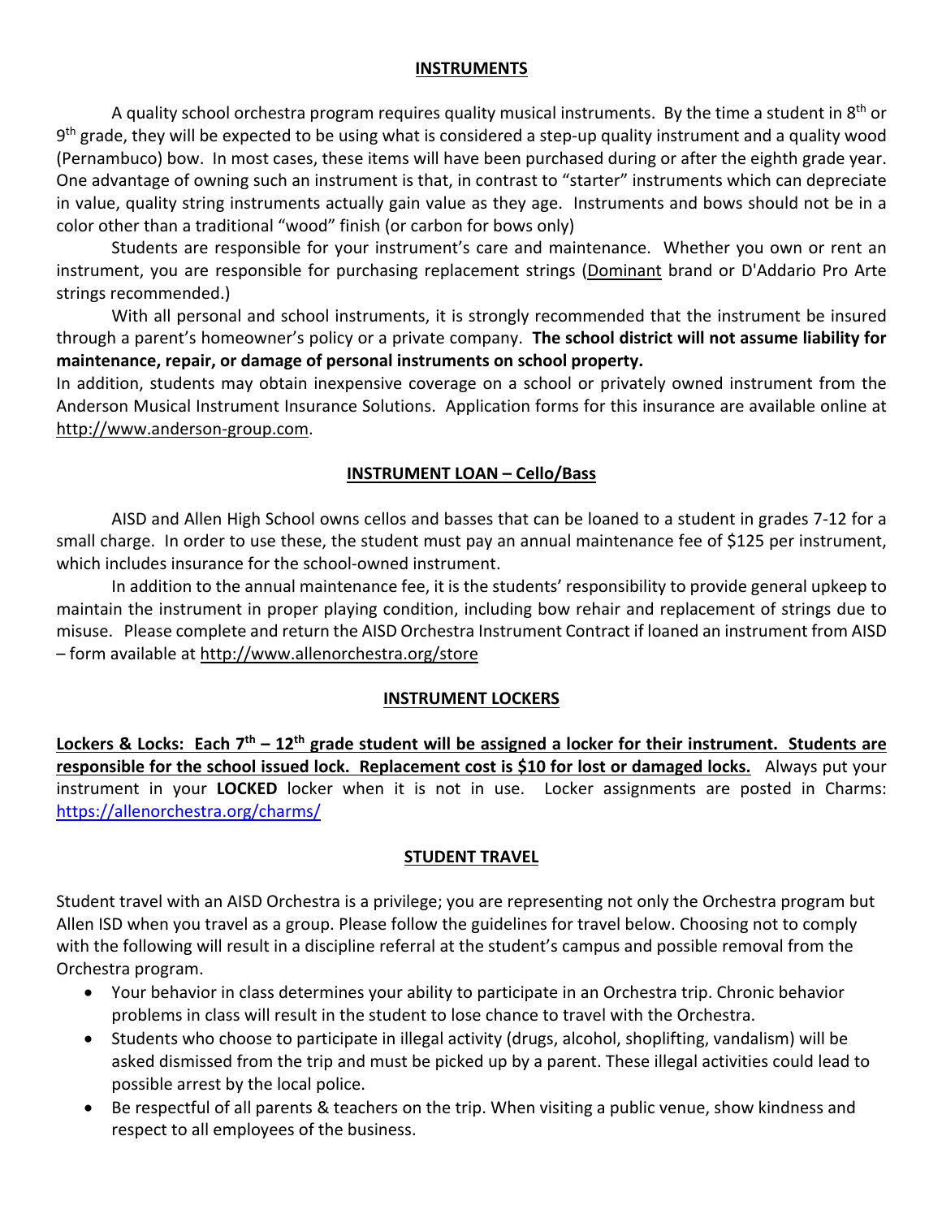## INSTRUMENTS

A quality school orchestra program requires quality musical instruments. By the time a student in 8th or 9th grade, they will be expected to be using what is considered a step-up quality instrument and a quality wood (Pernambuco) bow. In most cases, these items will have been purchased during or after the eighth grade year. One advantage of owning such an instrument is that, in contrast to "starter" instruments which can depreciate in value, quality string instruments actually gain value as they age. Instruments and bows should not be in a color other than a traditional "wood" finish (or carbon for bows only)

Students are responsible for your instrument's care and maintenance. Whether you own or rent an instrument, you are responsible for purchasing replacement strings (Dominant brand or D'Addario Pro Arte strings recommended.)

With all personal and school instruments, it is strongly recommended that the instrument be insured through a parent's homeowner's policy or a private company. **The school district will not assume liability for maintenance, repair, or damage of personal instruments on school property.**

In addition, students may obtain inexpensive coverage on a school or privately owned instrument from the Anderson Musical Instrument Insurance Solutions. Application forms for this insurance are available online at http://www.anderson-group.com.

## INSTRUMENT LOAN – Cello/Bass

AISD and Allen High School owns cellos and basses that can be loaned to a student in grades 7-12 for a small charge. In order to use these, the student must pay an annual maintenance fee of $125 per instrument, which includes insurance for the school-owned instrument.

In addition to the annual maintenance fee, it is the students' responsibility to provide general upkeep to maintain the instrument in proper playing condition, including bow rehair and replacement of strings due to misuse. Please complete and return the AISD Orchestra Instrument Contract if loaned an instrument from AISD – form available at http://www.allenorchestra.org/store

## INSTRUMENT LOCKERS

**Lockers & Locks: Each 7th – 12th grade student will be assigned a locker for their instrument. Students are responsible for the school issued lock. Replacement cost is $10 for lost or damaged locks.** Always put your instrument in your **LOCKED** locker when it is not in use. Locker assignments are posted in Charms: https://allenorchestra.org/charms/

## STUDENT TRAVEL

Student travel with an AISD Orchestra is a privilege; you are representing not only the Orchestra program but Allen ISD when you travel as a group. Please follow the guidelines for travel below. Choosing not to comply with the following will result in a discipline referral at the student's campus and possible removal from the Orchestra program.

- Your behavior in class determines your ability to participate in an Orchestra trip. Chronic behavior problems in class will result in the student to lose chance to travel with the Orchestra.
- Students who choose to participate in illegal activity (drugs, alcohol, shoplifting, vandalism) will be asked dismissed from the trip and must be picked up by a parent. These illegal activities could lead to possible arrest by the local police.
- Be respectful of all parents & teachers on the trip. When visiting a public venue, show kindness and respect to all employees of the business.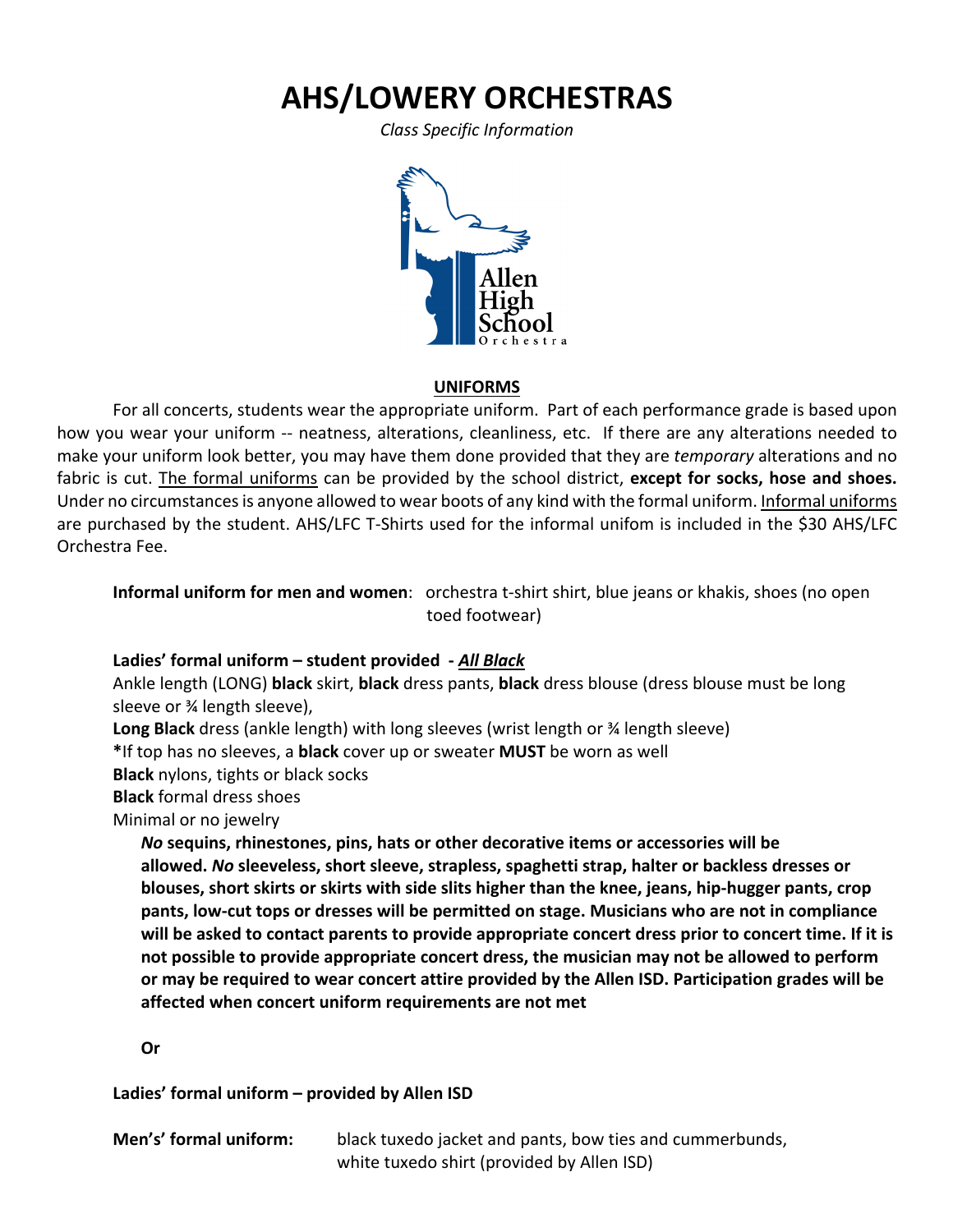# AHS/LOWERY ORCHESTRAS

*Class Specific Information*

## UNIFORMS

For all concerts, students wear the appropriate uniform. Part of each performance grade is based upon how you wear your uniform -- neatness, alterations, cleanliness, etc. If there are any alterations needed to make your uniform look better, you may have them done provided that they are *temporary* alterations and no fabric is cut. The formal uniforms can be provided by the school district, **except for socks, hose and shoes.** Under no circumstances is anyone allowed to wear boots of any kind with the formal uniform. Informal uniforms are purchased by the student. AHS/LFC T-Shirts used for the informal unifom is included in the $30 AHS/LFC Orchestra Fee.

**Informal uniform for men and women**: orchestra t-shirt shirt, blue jeans or khakis, shoes (no open toed footwear)

**Ladies' formal uniform – student provided - *All Black***

Ankle length (LONG) **black** skirt, **black** dress pants, **black** dress blouse (dress blouse must be long sleeve or ¾ length sleeve),

**Long Black** dress (ankle length) with long sleeves (wrist length or ¾ length sleeve)

**\***If top has no sleeves, a **black** cover up or sweater **MUST** be worn as well

**Black** nylons, tights or black socks

**Black** formal dress shoes

Minimal or no jewelry

***No* sequins, rhinestones, pins, hats or other decorative items or accessories will be allowed. *No* sleeveless, short sleeve, strapless, spaghetti strap, halter or backless dresses or blouses, short skirts or skirts with side slits higher than the knee, jeans, hip-hugger pants, crop pants, low-cut tops or dresses will be permitted on stage. Musicians who are not in compliance will be asked to contact parents to provide appropriate concert dress prior to concert time. If it is not possible to provide appropriate concert dress, the musician may not be allowed to perform or may be required to wear concert attire provided by the Allen ISD. Participation grades will be affected when concert uniform requirements are not met**

**Or**

**Ladies' formal uniform – provided by Allen ISD**

**Men's' formal uniform:** black tuxedo jacket and pants, bow ties and cummerbunds, white tuxedo shirt (provided by Allen ISD)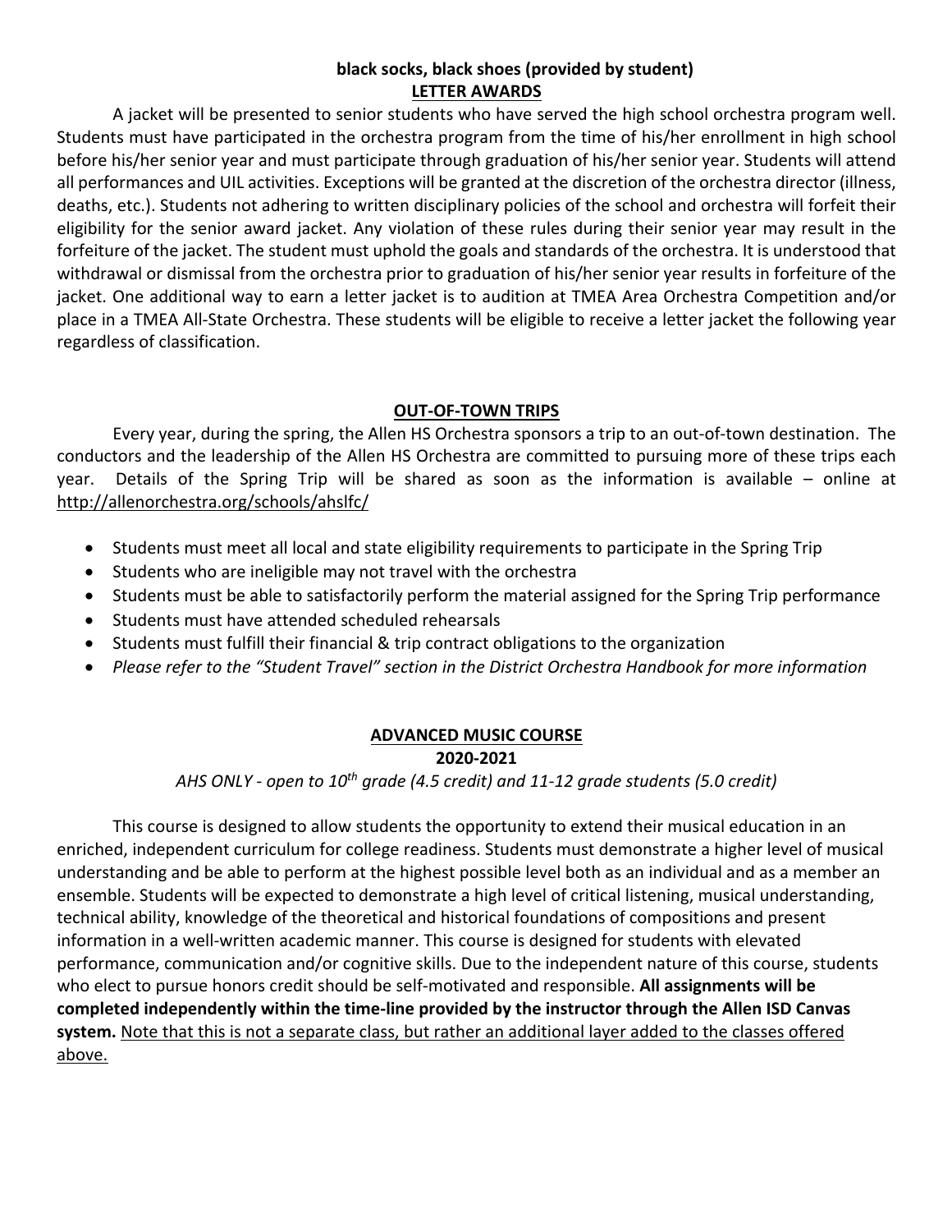**black socks, black shoes (provided by student)**

## LETTER AWARDS

A jacket will be presented to senior students who have served the high school orchestra program well. Students must have participated in the orchestra program from the time of his/her enrollment in high school before his/her senior year and must participate through graduation of his/her senior year. Students will attend all performances and UIL activities. Exceptions will be granted at the discretion of the orchestra director (illness, deaths, etc.). Students not adhering to written disciplinary policies of the school and orchestra will forfeit their eligibility for the senior award jacket. Any violation of these rules during their senior year may result in the forfeiture of the jacket. The student must uphold the goals and standards of the orchestra. It is understood that withdrawal or dismissal from the orchestra prior to graduation of his/her senior year results in forfeiture of the jacket. One additional way to earn a letter jacket is to audition at TMEA Area Orchestra Competition and/or place in a TMEA All-State Orchestra. These students will be eligible to receive a letter jacket the following year regardless of classification.

## OUT-OF-TOWN TRIPS

Every year, during the spring, the Allen HS Orchestra sponsors a trip to an out-of-town destination. The conductors and the leadership of the Allen HS Orchestra are committed to pursuing more of these trips each year. Details of the Spring Trip will be shared as soon as the information is available – online at http://allenorchestra.org/schools/ahslfc/

- Students must meet all local and state eligibility requirements to participate in the Spring Trip
- Students who are ineligible may not travel with the orchestra
- Students must be able to satisfactorily perform the material assigned for the Spring Trip performance
- Students must have attended scheduled rehearsals
- Students must fulfill their financial & trip contract obligations to the organization
- *Please refer to the "Student Travel" section in the District Orchestra Handbook for more information*

## ADVANCED MUSIC COURSE

**2020-2021**

*AHS ONLY - open to 10th grade (4.5 credit) and 11-12 grade students (5.0 credit)*

This course is designed to allow students the opportunity to extend their musical education in an enriched, independent curriculum for college readiness. Students must demonstrate a higher level of musical understanding and be able to perform at the highest possible level both as an individual and as a member an ensemble. Students will be expected to demonstrate a high level of critical listening, musical understanding, technical ability, knowledge of the theoretical and historical foundations of compositions and present information in a well-written academic manner. This course is designed for students with elevated performance, communication and/or cognitive skills. Due to the independent nature of this course, students who elect to pursue honors credit should be self-motivated and responsible. **All assignments will be completed independently within the time-line provided by the instructor through the Allen ISD Canvas system.** Note that this is not a separate class, but rather an additional layer added to the classes offered above.